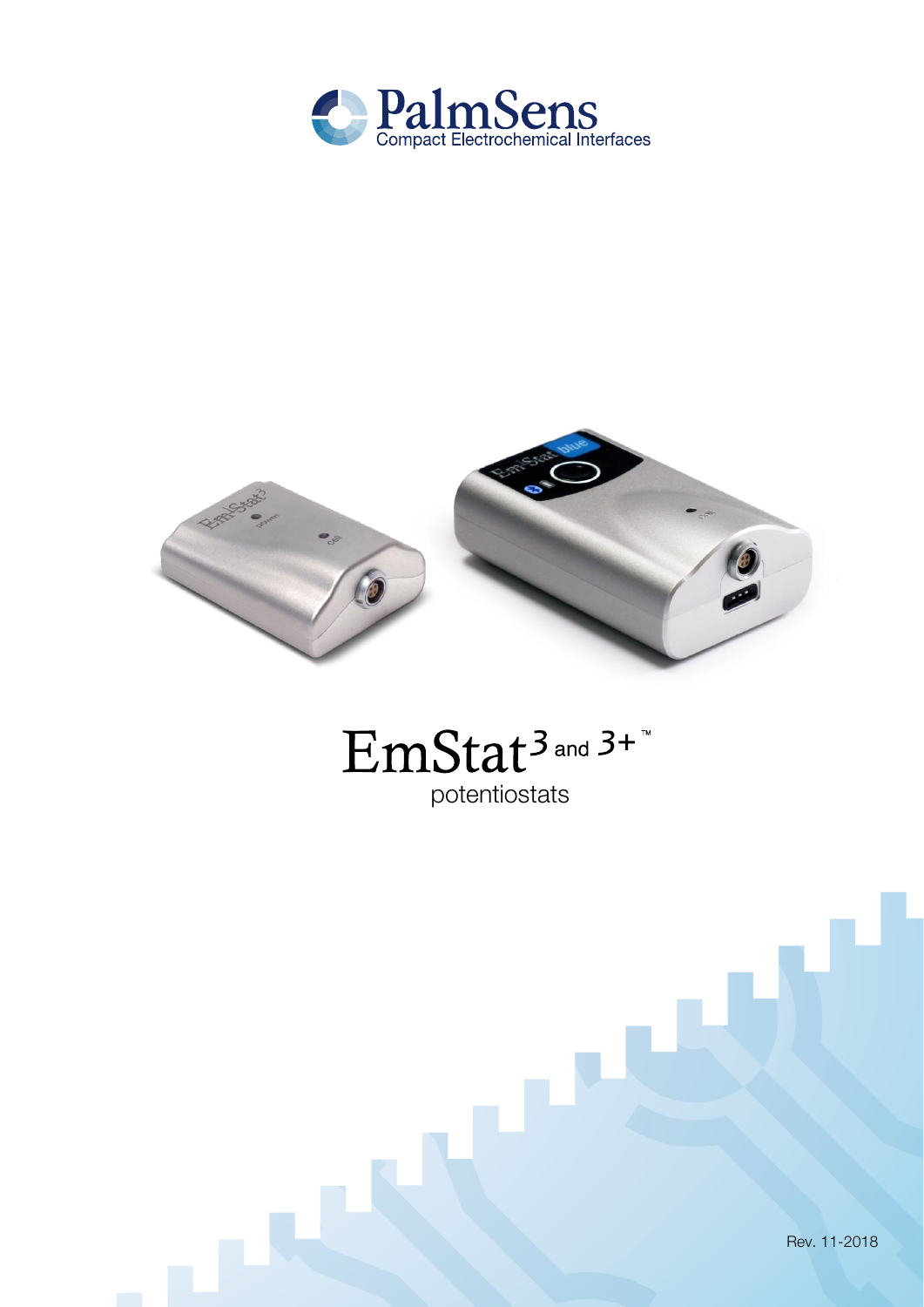PalmSens

Compact Electrochemical Interfaces

# EmStat³ and ³⁺™

potentiostats

Rev. 11-2018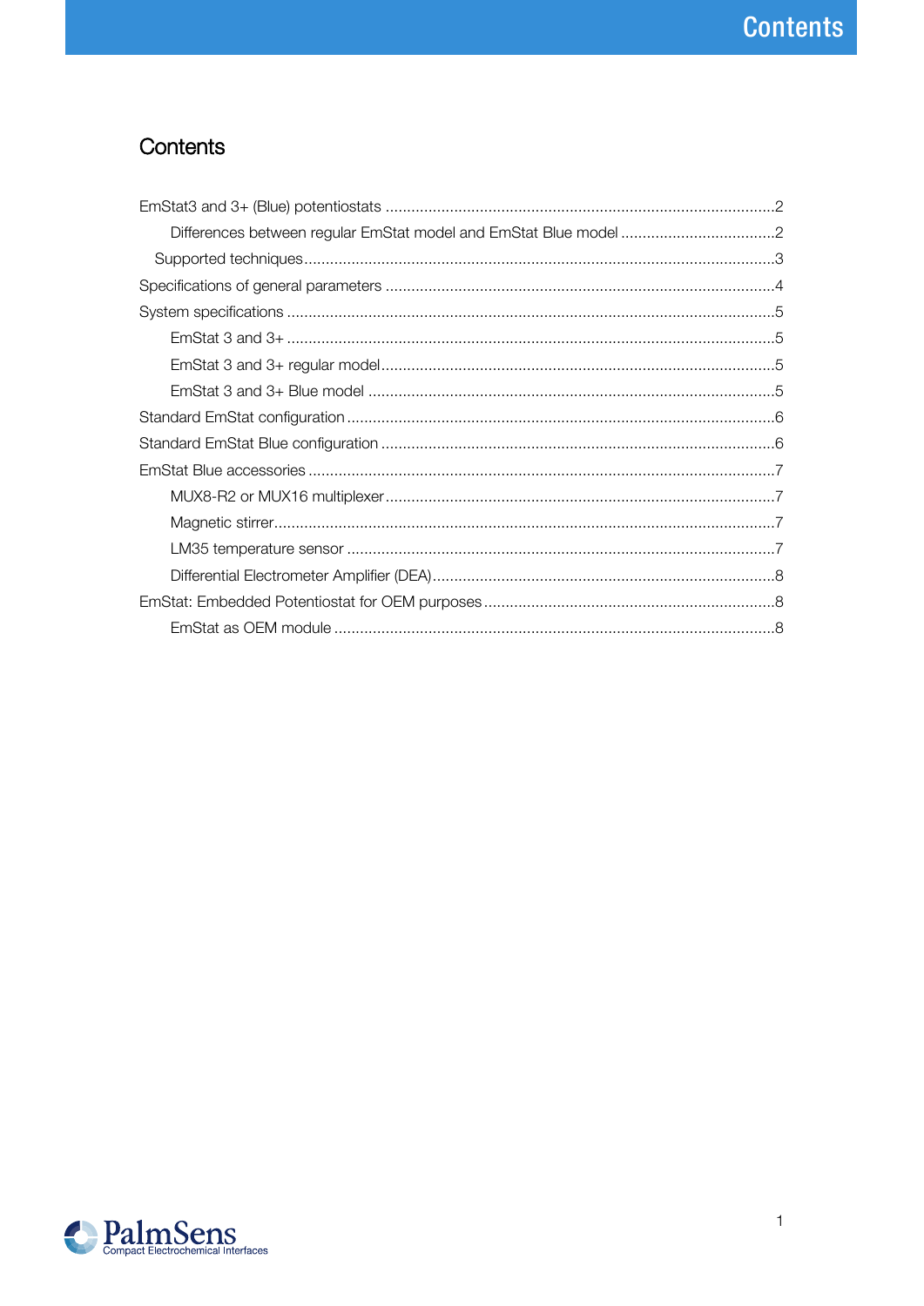# Contents

EmStat3 and 3+ (Blue) potentiostats ....................................................................................2

- Differences between regular EmStat model and EmStat Blue model ....................................2
- Supported techniques ...................................................................................................3

Specifications of general parameters ....................................................................................4

System specifications .........................................................................................................5

- EmStat 3 and 3+ .........................................................................................................5
- EmStat 3 and 3+ regular model ....................................................................................5
- EmStat 3 and 3+ Blue model .......................................................................................5

Standard EmStat configuration ............................................................................................6

Standard EmStat Blue configuration .....................................................................................6

EmStat Blue accessories .....................................................................................................7

- MUX8-R2 or MUX16 multiplexer ....................................................................................7
- Magnetic stirrer ...........................................................................................................7
- LM35 temperature sensor .............................................................................................7
- Differential Electrometer Amplifier (DEA) .......................................................................8

EmStat: Embedded Potentiostat for OEM purposes ................................................................8

- EmStat as OEM module ................................................................................................8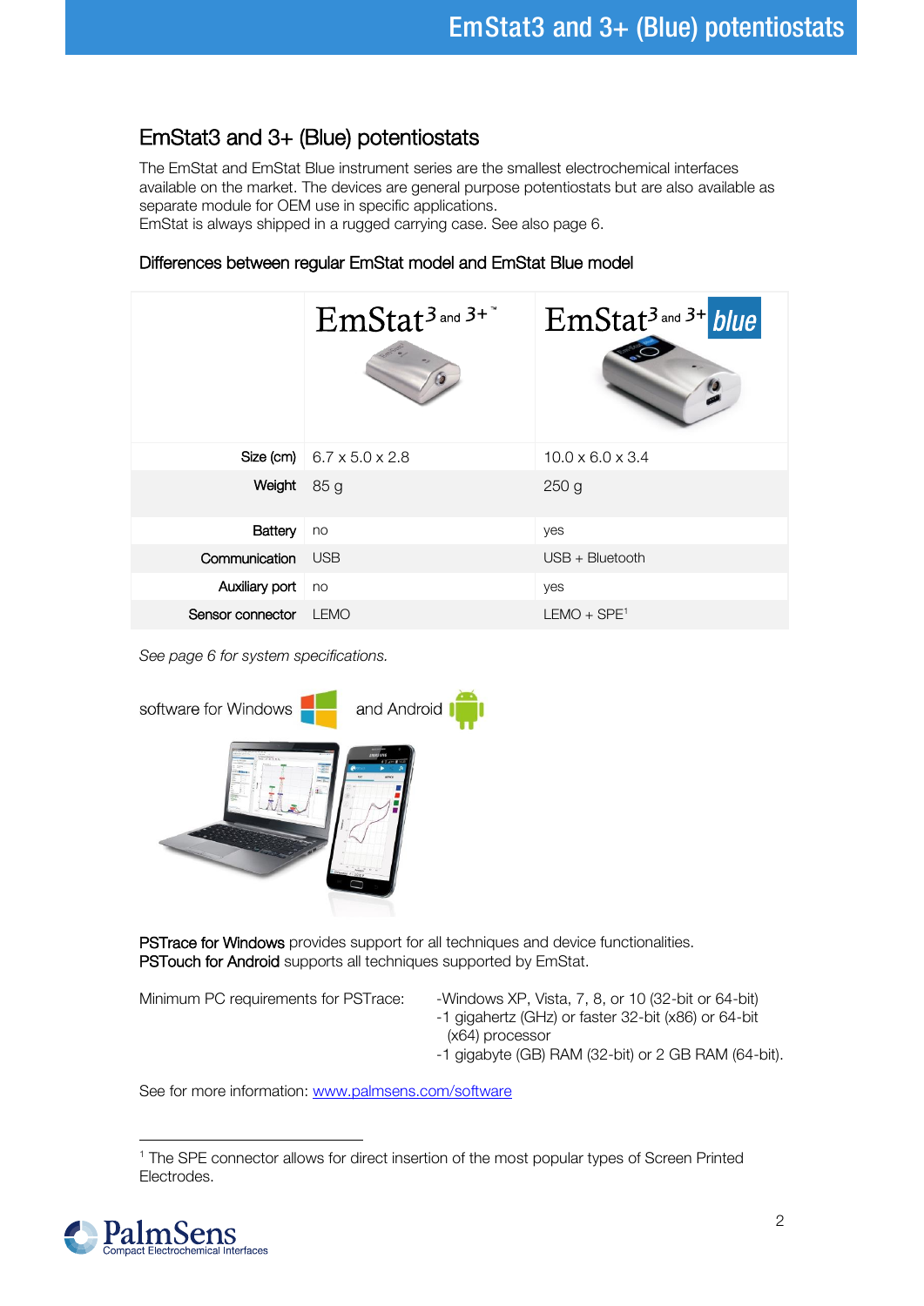# EmStat3 and 3+ (Blue) potentiostats

The EmStat and EmStat Blue instrument series are the smallest electrochemical interfaces available on the market. The devices are general purpose potentiostats but are also available as separate module for OEM use in specific applications.
EmStat is always shipped in a rugged carrying case. See also page 6.

### Differences between regular EmStat model and EmStat Blue model

| | EmStat3 and 3+ | EmStat3 and 3+ blue |
|---|---|---|
| Size (cm) | 6.7 x 5.0 x 2.8 | 10.0 x 6.0 x 3.4 |
| Weight | 85 g | 250 g |
| Battery | no | yes |
| Communication | USB | USB + Bluetooth |
| Auxiliary port | no | yes |
| Sensor connector | LEMO | LEMO + SPE[1] |

*See page 6 for system specifications.*

software for Windows and Android

**PSTrace for Windows** provides support for all techniques and device functionalities.
**PSTouch for Android** supports all techniques supported by EmStat.

Minimum PC requirements for PSTrace:

- Windows XP, Vista, 7, 8, or 10 (32-bit or 64-bit)
- 1 gigahertz (GHz) or faster 32-bit (x86) or 64-bit (x64) processor
- 1 gigabyte (GB) RAM (32-bit) or 2 GB RAM (64-bit).

See for more information: [www.palmsens.com/software](www.palmsens.com/software)

[1] The SPE connector allows for direct insertion of the most popular types of Screen Printed Electrodes.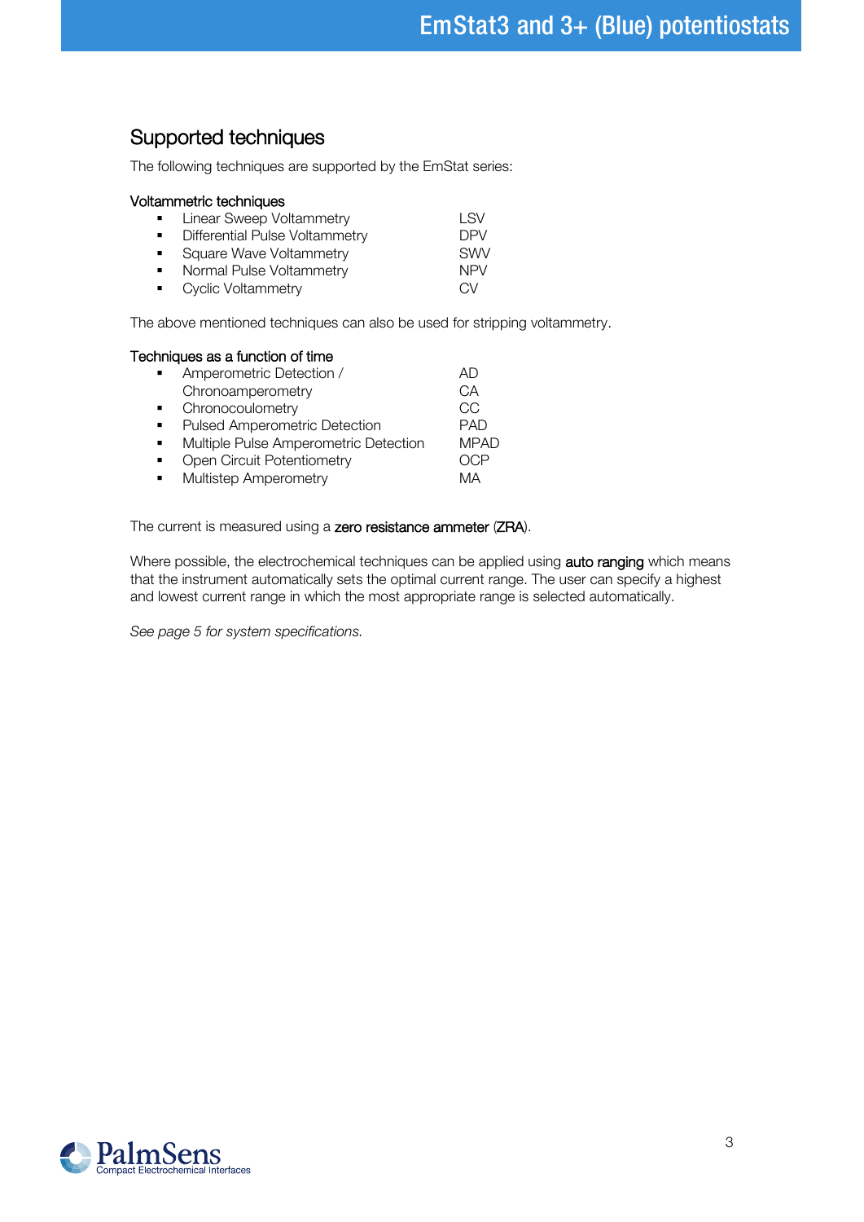## Supported techniques

The following techniques are supported by the EmStat series:

### Voltammetric techniques

| Technique | Abbreviation |
| --- | --- |
| Linear Sweep Voltammetry | LSV |
| Differential Pulse Voltammetry | DPV |
| Square Wave Voltammetry | SWV |
| Normal Pulse Voltammetry | NPV |
| Cyclic Voltammetry | CV |

The above mentioned techniques can also be used for stripping voltammetry.

### Techniques as a function of time

| Technique | Abbreviation |
| --- | --- |
| Amperometric Detection / Chronoamperometry | AD / CA |
| Chronocoulometry | CC |
| Pulsed Amperometric Detection | PAD |
| Multiple Pulse Amperometric Detection | MPAD |
| Open Circuit Potentiometry | OCP |
| Multistep Amperometry | MA |

The current is measured using a **zero resistance ammeter** (**ZRA**).

Where possible, the electrochemical techniques can be applied using **auto ranging** which means that the instrument automatically sets the optimal current range. The user can specify a highest and lowest current range in which the most appropriate range is selected automatically.

*See page 5 for system specifications.*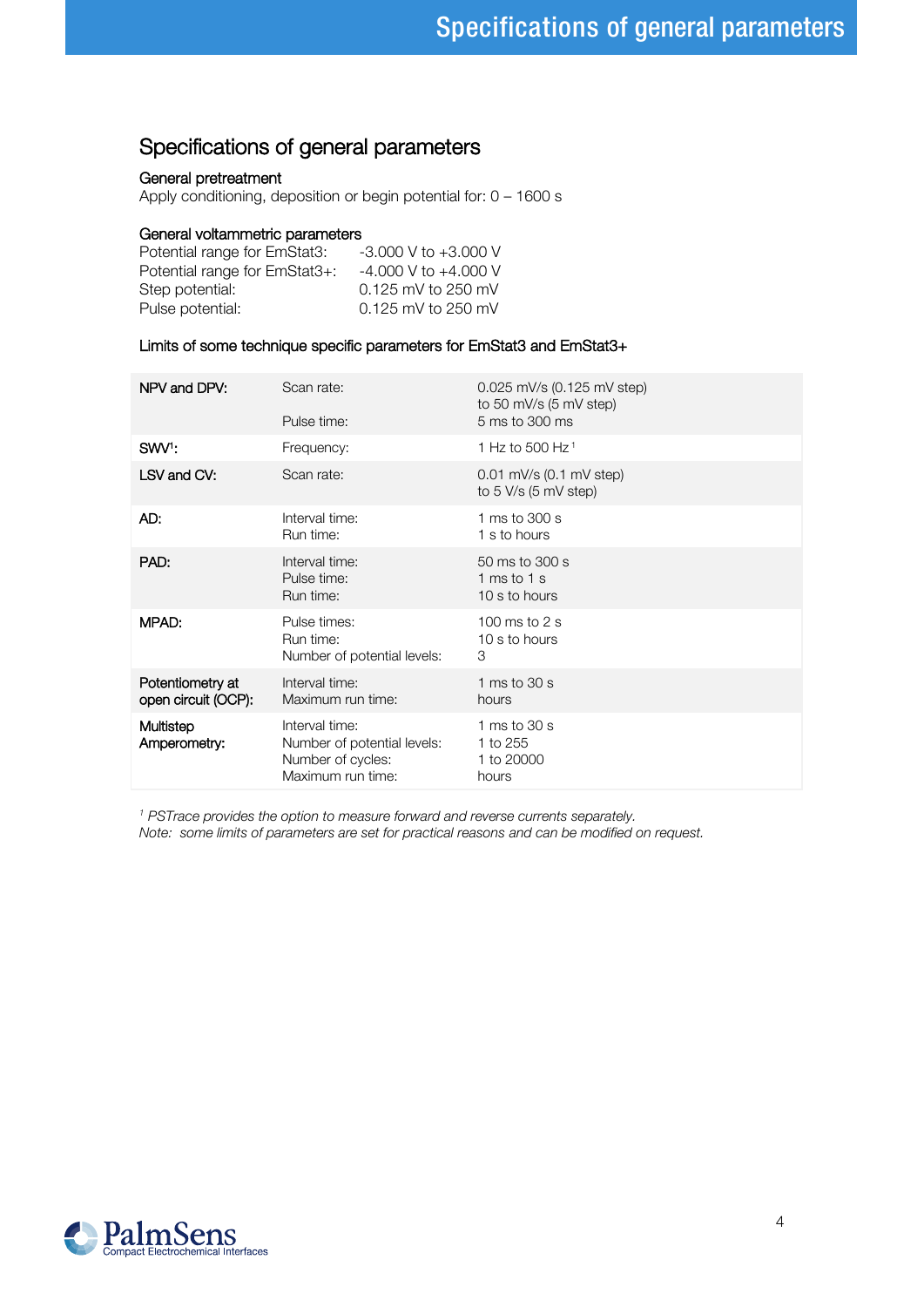# Specifications of general parameters

### General pretreatment

Apply conditioning, deposition or begin potential for: 0 – 1600 s

### General voltammetric parameters

| | |
|---|---|
| Potential range for EmStat3: | -3.000 V to +3.000 V |
| Potential range for EmStat3+: | -4.000 V to +4.000 V |
| Step potential: | 0.125 mV to 250 mV |
| Pulse potential: | 0.125 mV to 250 mV |

### Limits of some technique specific parameters for EmStat3 and EmStat3+

| | | |
|---|---|---|
| **NPV and DPV:** | Scan rate:<br>Pulse time: | 0.025 mV/s (0.125 mV step) to 50 mV/s (5 mV step)<br>5 ms to 300 ms |
| **SWV[1]:** | Frequency: | 1 Hz to 500 Hz [1] |
| **LSV and CV:** | Scan rate: | 0.01 mV/s (0.1 mV step) to 5 V/s (5 mV step) |
| **AD:** | Interval time:<br>Run time: | 1 ms to 300 s<br>1 s to hours |
| **PAD:** | Interval time:<br>Pulse time:<br>Run time: | 50 ms to 300 s<br>1 ms to 1 s<br>10 s to hours |
| **MPAD:** | Pulse times:<br>Run time:<br>Number of potential levels: | 100 ms to 2 s<br>10 s to hours<br>3 |
| **Potentiometry at open circuit (OCP):** | Interval time:<br>Maximum run time: | 1 ms to 30 s<br>hours |
| **Multistep Amperometry:** | Interval time:<br>Number of potential levels:<br>Number of cycles:<br>Maximum run time: | 1 ms to 30 s<br>1 to 255<br>1 to 20000<br>hours |

*[1] PSTrace provides the option to measure forward and reverse currents separately.*
*Note: some limits of parameters are set for practical reasons and can be modified on request.*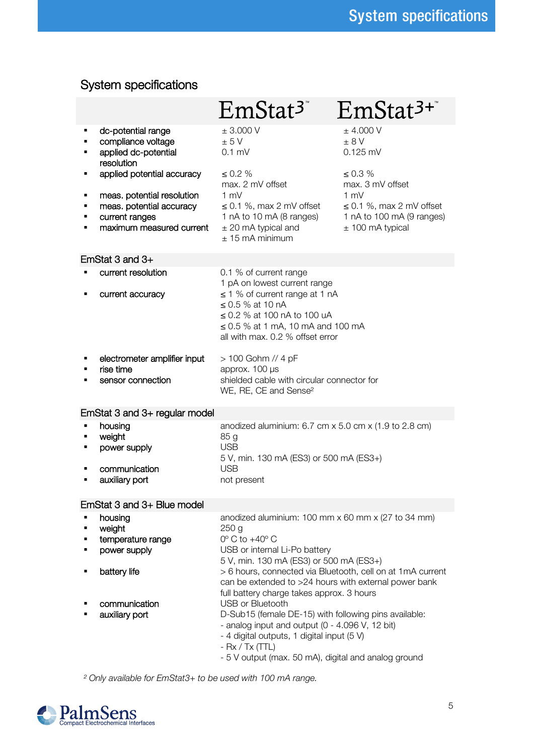## System specifications

| | EmStat3™ | EmStat3+™ |
|---|---|---|
| ▪ dc-potential range | ± 3.000 V | ± 4.000 V |
| ▪ compliance voltage | ± 5 V | ± 8 V |
| ▪ applied dc-potential resolution | 0.1 mV | 0.125 mV |
| ▪ applied potential accuracy | ≤ 0.2 % max. 2 mV offset | ≤ 0.3 % max. 3 mV offset |
| ▪ meas. potential resolution | 1 mV | 1 mV |
| ▪ meas. potential accuracy | ≤ 0.1 %, max 2 mV offset | ≤ 0.1 %, max 2 mV offset |
| ▪ current ranges | 1 nA to 10 mA (8 ranges) | 1 nA to 100 mA (9 ranges) |
| ▪ maximum measured current | ± 20 mA typical and ± 15 mA minimum | ± 100 mA typical |

### EmStat 3 and 3+

| | |
|---|---|
| ▪ current resolution | 0.1 % of current range<br>1 pA on lowest current range |
| ▪ current accuracy | ≤ 1 % of current range at 1 nA<br>≤ 0.5 % at 10 nA<br>≤ 0.2 % at 100 nA to 100 uA<br>≤ 0.5 % at 1 mA, 10 mA and 100 mA<br>all with max. 0.2 % offset error |
| ▪ electrometer amplifier input | > 100 Gohm // 4 pF |
| ▪ rise time | approx. 100 µs |
| ▪ sensor connection | shielded cable with circular connector for WE, RE, CE and Sense[2] |

### EmStat 3 and 3+ regular model

| | |
|---|---|
| ▪ housing | anodized aluminium: 6.7 cm x 5.0 cm x (1.9 to 2.8 cm) |
| ▪ weight | 85 g |
| ▪ power supply | USB<br>5 V, min. 130 mA (ES3) or 500 mA (ES3+) |
| ▪ communication | USB |
| ▪ auxiliary port | not present |

### EmStat 3 and 3+ Blue model

| | |
|---|---|
| ▪ housing | anodized aluminium: 100 mm x 60 mm x (27 to 34 mm) |
| ▪ weight | 250 g |
| ▪ temperature range | 0º C to +40º C |
| ▪ power supply | USB or internal Li-Po battery<br>5 V, min. 130 mA (ES3) or 500 mA (ES3+) |
| ▪ battery life | > 6 hours, connected via Bluetooth, cell on at 1mA current<br>can be extended to >24 hours with external power bank<br>full battery charge takes approx. 3 hours |
| ▪ communication | USB or Bluetooth |
| ▪ auxiliary port | D-Sub15 (female DE-15) with following pins available:<br>- analog input and output (0 - 4.096 V, 12 bit)<br>- 4 digital outputs, 1 digital input (5 V)<br>- Rx / Tx (TTL)<br>- 5 V output (max. 50 mA), digital and analog ground |

[2] *Only available for EmStat3+ to be used with 100 mA range.*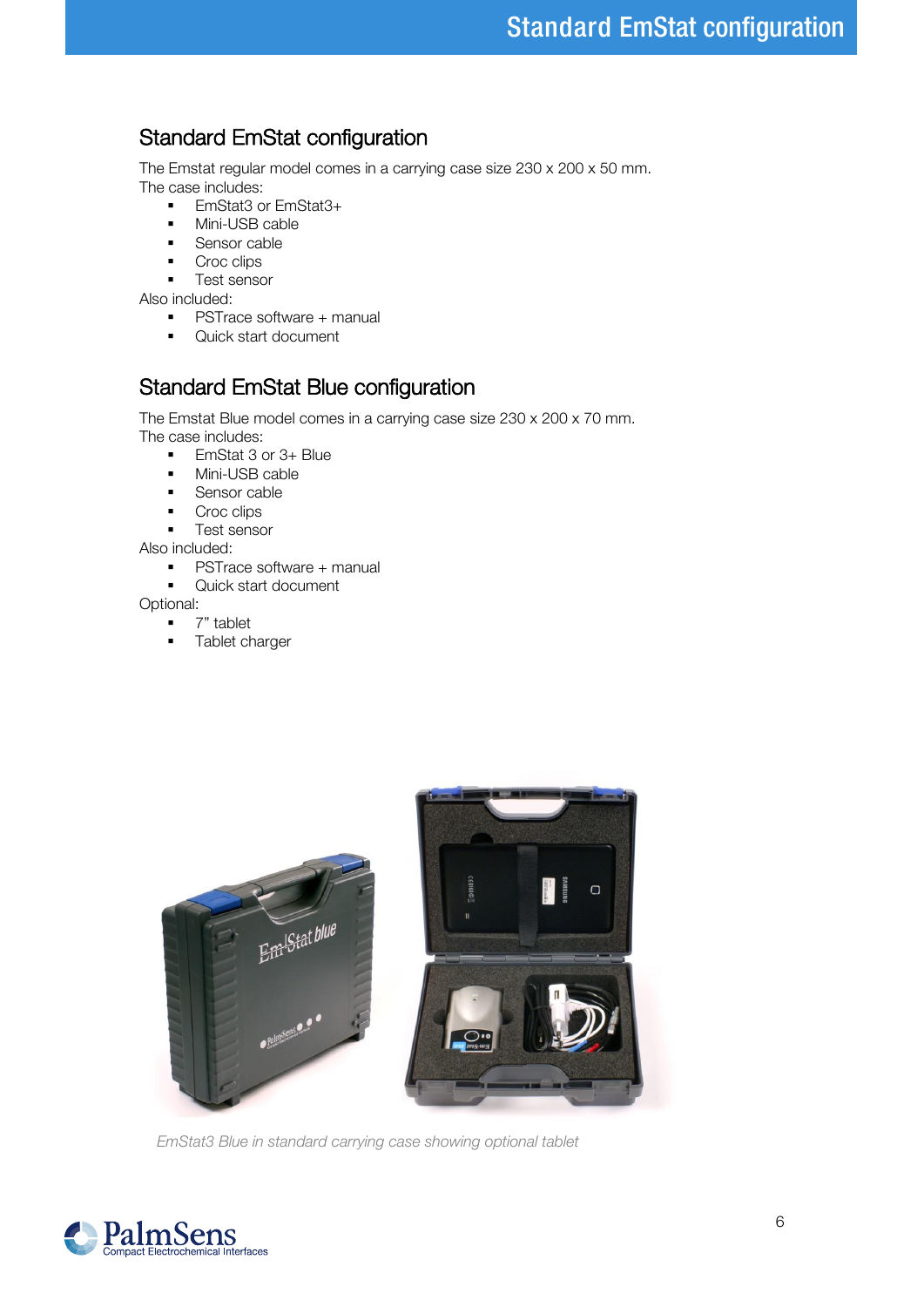## Standard EmStat configuration

The Emstat regular model comes in a carrying case size 230 x 200 x 50 mm.
The case includes:

- EmStat3 or EmStat3+
- Mini-USB cable
- Sensor cable
- Croc clips
- Test sensor

Also included:

- PSTrace software + manual
- Quick start document

## Standard EmStat Blue configuration

The Emstat Blue model comes in a carrying case size 230 x 200 x 70 mm.
The case includes:

- EmStat 3 or 3+ Blue
- Mini-USB cable
- Sensor cable
- Croc clips
- Test sensor

Also included:

- PSTrace software + manual
- Quick start document

Optional:

- 7" tablet
- Tablet charger

*EmStat3 Blue in standard carrying case showing optional tablet*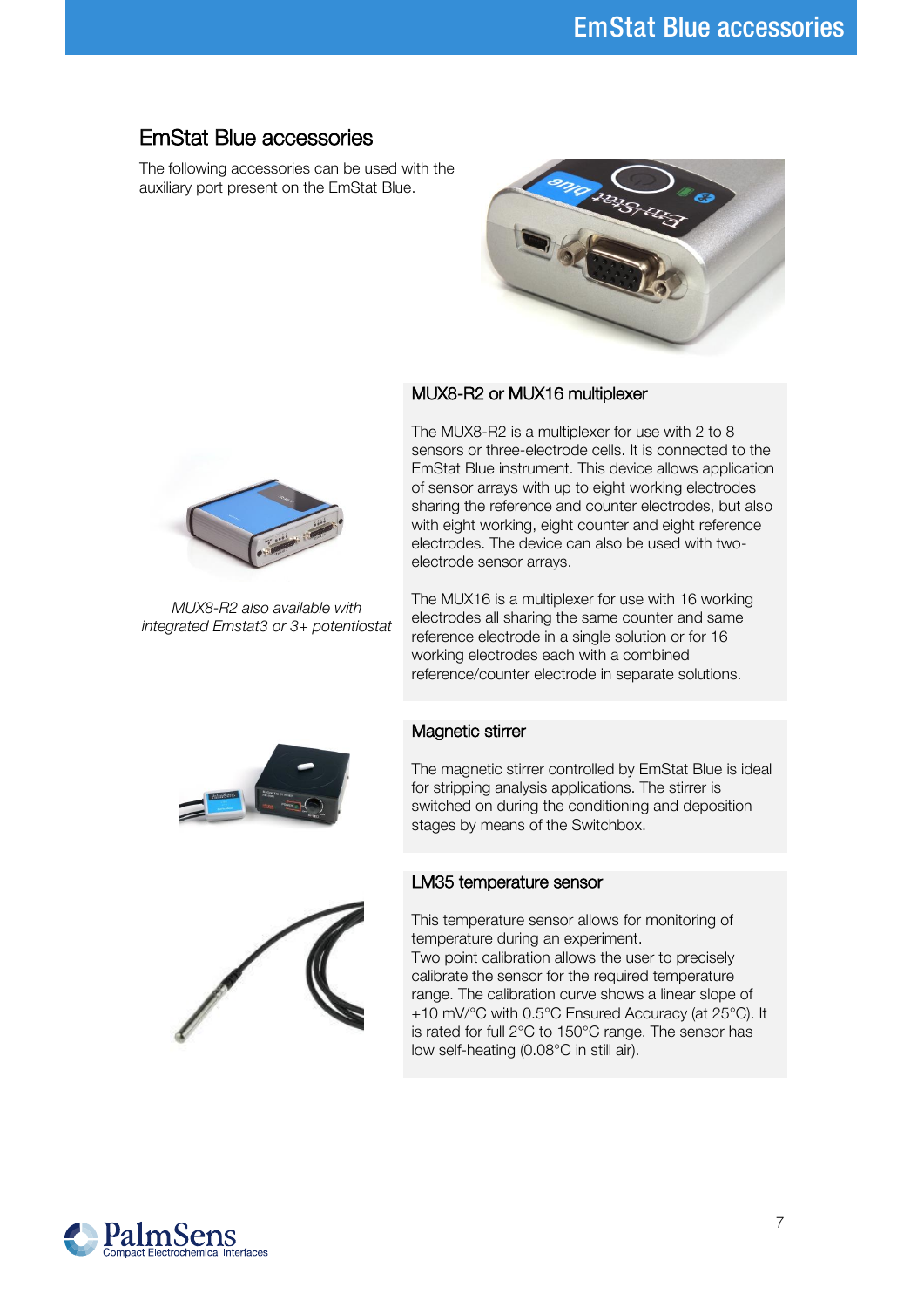# EmStat Blue accessories

The following accessories can be used with the auxiliary port present on the EmStat Blue.

*MUX8-R2 also available with integrated Emstat3 or 3+ potentiostat*

## MUX8-R2 or MUX16 multiplexer

The MUX8-R2 is a multiplexer for use with 2 to 8 sensors or three-electrode cells. It is connected to the EmStat Blue instrument. This device allows application of sensor arrays with up to eight working electrodes sharing the reference and counter electrodes, but also with eight working, eight counter and eight reference electrodes. The device can also be used with two-electrode sensor arrays.

The MUX16 is a multiplexer for use with 16 working electrodes all sharing the same counter and same reference electrode in a single solution or for 16 working electrodes each with a combined reference/counter electrode in separate solutions.

## Magnetic stirrer

The magnetic stirrer controlled by EmStat Blue is ideal for stripping analysis applications. The stirrer is switched on during the conditioning and deposition stages by means of the Switchbox.

## LM35 temperature sensor

This temperature sensor allows for monitoring of temperature during an experiment.
Two point calibration allows the user to precisely calibrate the sensor for the required temperature range. The calibration curve shows a linear slope of +10 mV/°C with 0.5°C Ensured Accuracy (at 25°C). It is rated for full 2°C to 150°C range. The sensor has low self-heating (0.08°C in still air).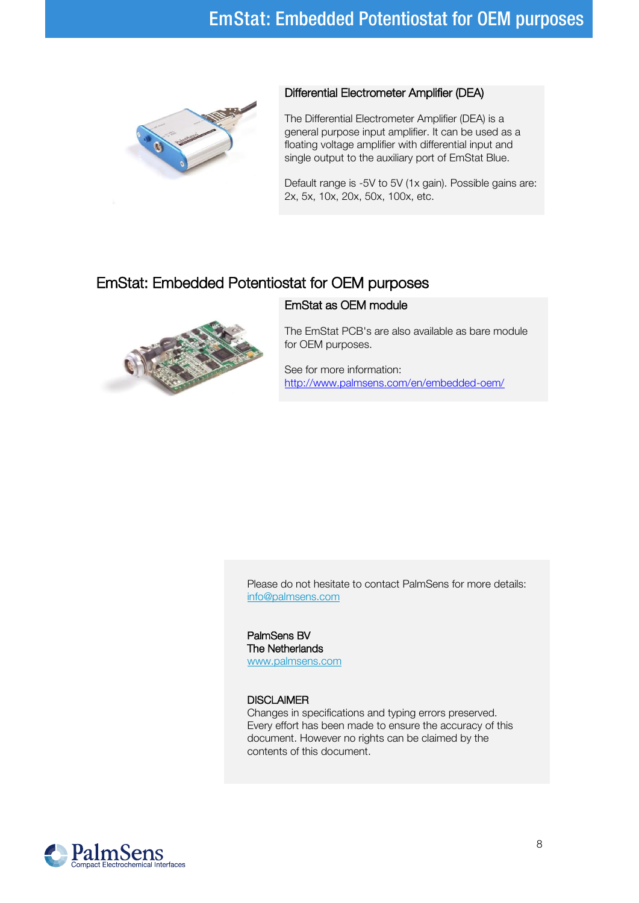### Differential Electrometer Amplifier (DEA)

The Differential Electrometer Amplifier (DEA) is a general purpose input amplifier. It can be used as a floating voltage amplifier with differential input and single output to the auxiliary port of EmStat Blue.

Default range is -5V to 5V (1x gain). Possible gains are: 2x, 5x, 10x, 20x, 50x, 100x, etc.

## EmStat: Embedded Potentiostat for OEM purposes

### EmStat as OEM module

The EmStat PCB's are also available as bare module for OEM purposes.

See for more information:
http://www.palmsens.com/en/embedded-oem/

Please do not hesitate to contact PalmSens for more details:
info@palmsens.com

PalmSens BV
The Netherlands
www.palmsens.com

DISCLAIMER
Changes in specifications and typing errors preserved. Every effort has been made to ensure the accuracy of this document. However no rights can be claimed by the contents of this document.